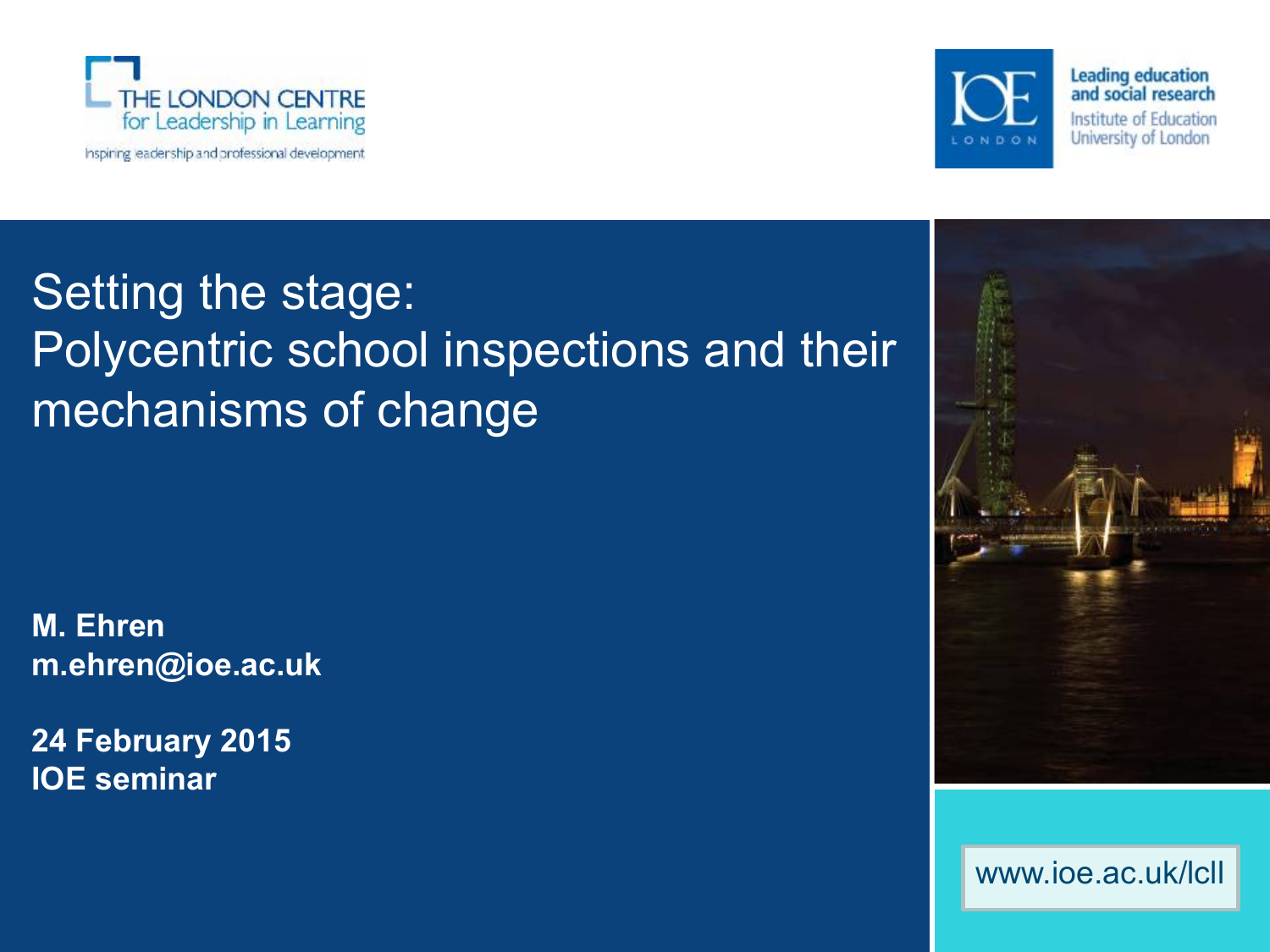THE LONDON CENTRE for Leadership in Learning

Inspiring leadership and professional development

IOE LONDON

Leading education and social research

Institute of Education University of London

# Setting the stage: Polycentric school inspections and their mechanisms of change

**M. Ehren**
**m.ehren@ioe.ac.uk**

**24 February 2015**
**IOE seminar**

www.ioe.ac.uk/lcll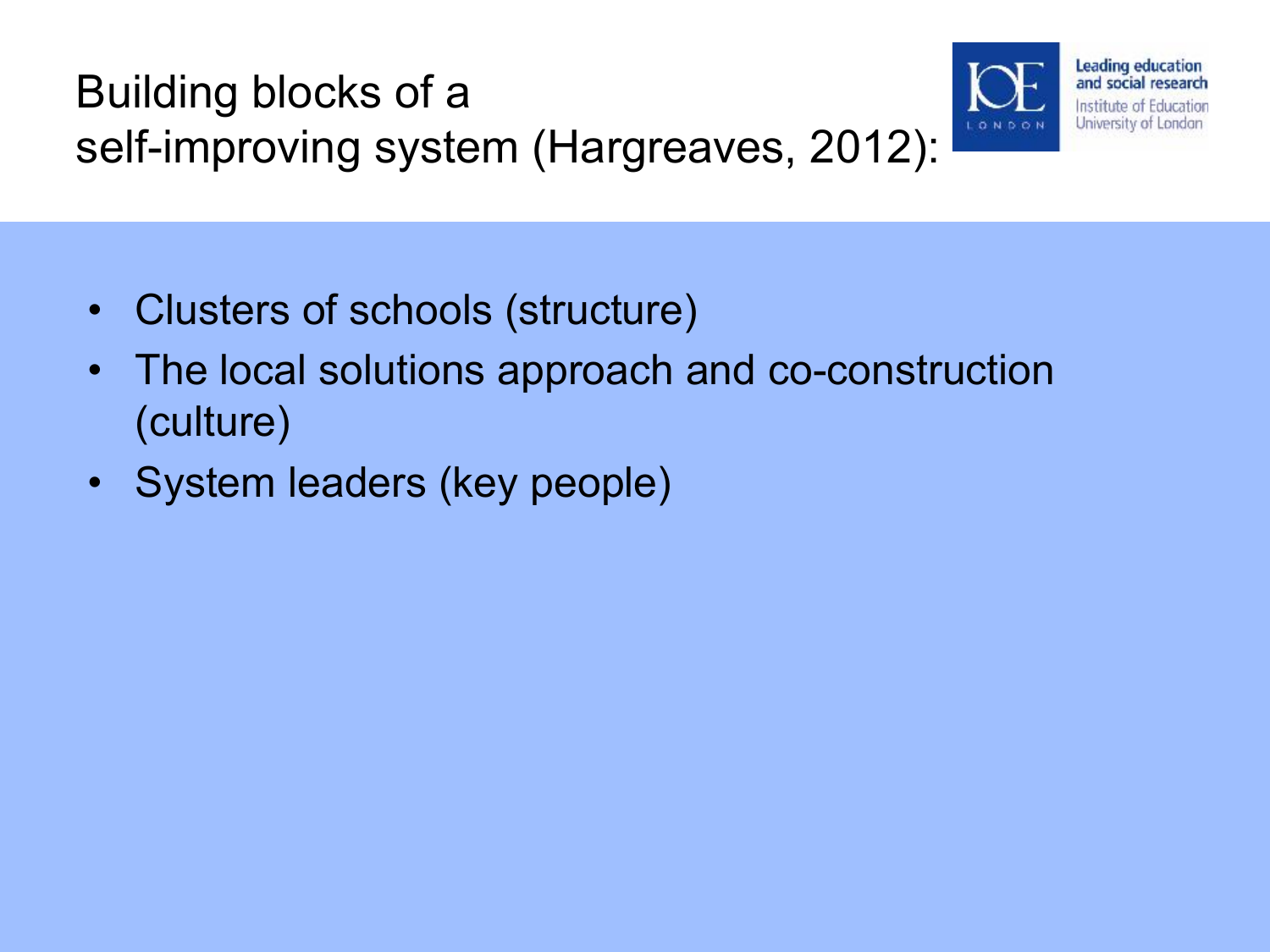# Building blocks of a self-improving system (Hargreaves, 2012):

- Clusters of schools (structure)
- The local solutions approach and co-construction (culture)
- System leaders (key people)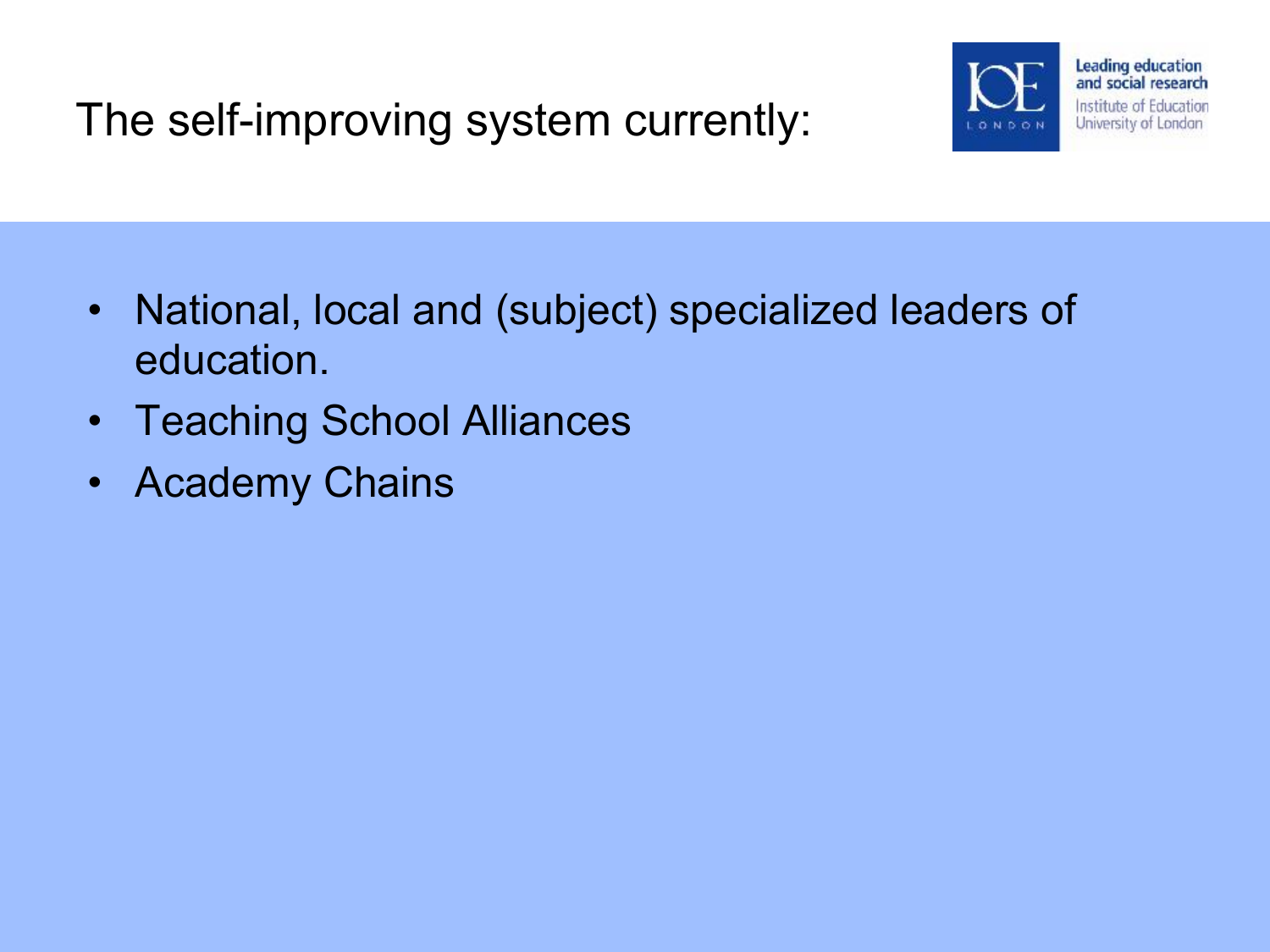# The self-improving system currently:

- National, local and (subject) specialized leaders of education.
- Teaching School Alliances
- Academy Chains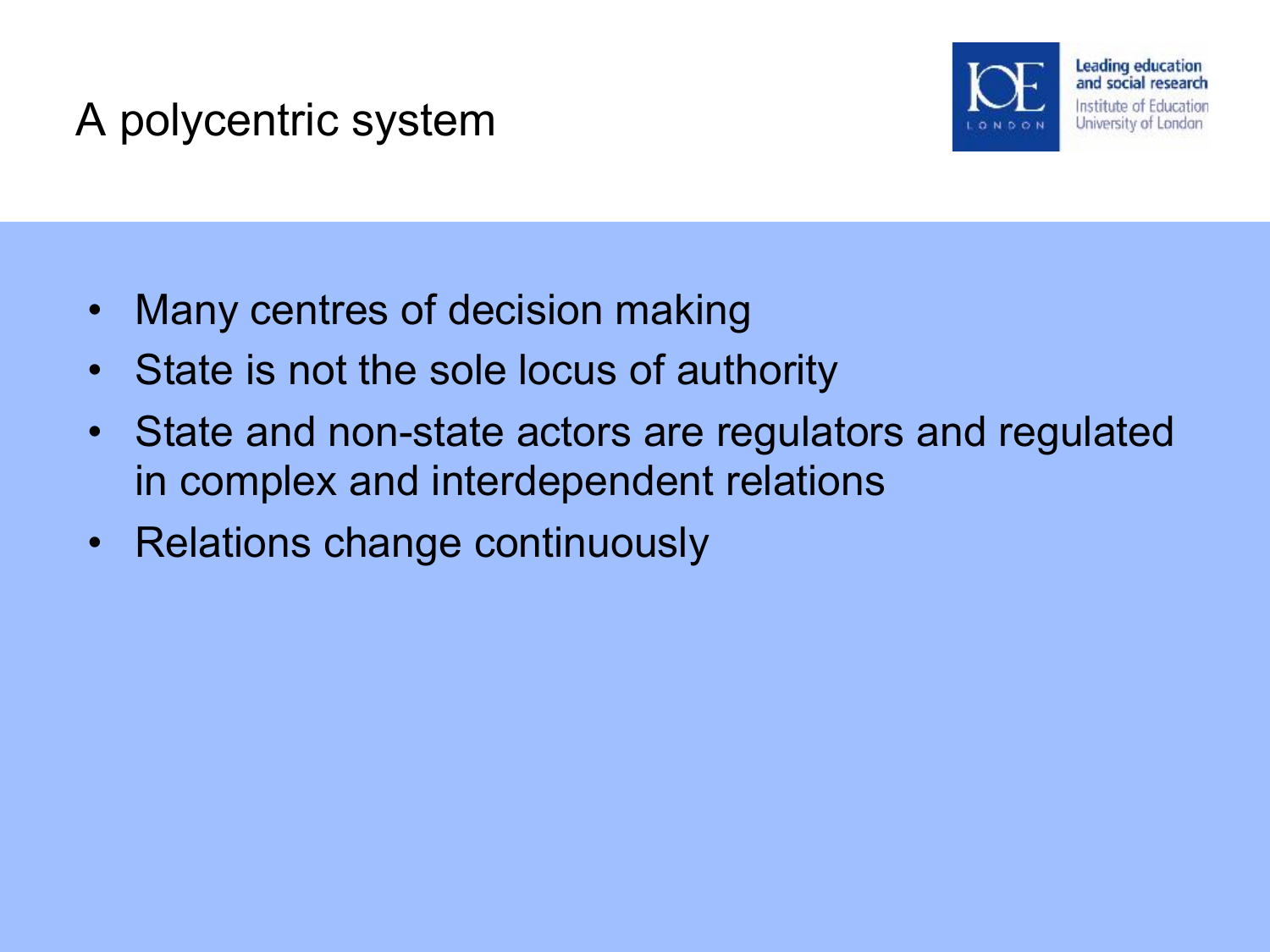# A polycentric system

- Many centres of decision making
- State is not the sole locus of authority
- State and non-state actors are regulators and regulated in complex and interdependent relations
- Relations change continuously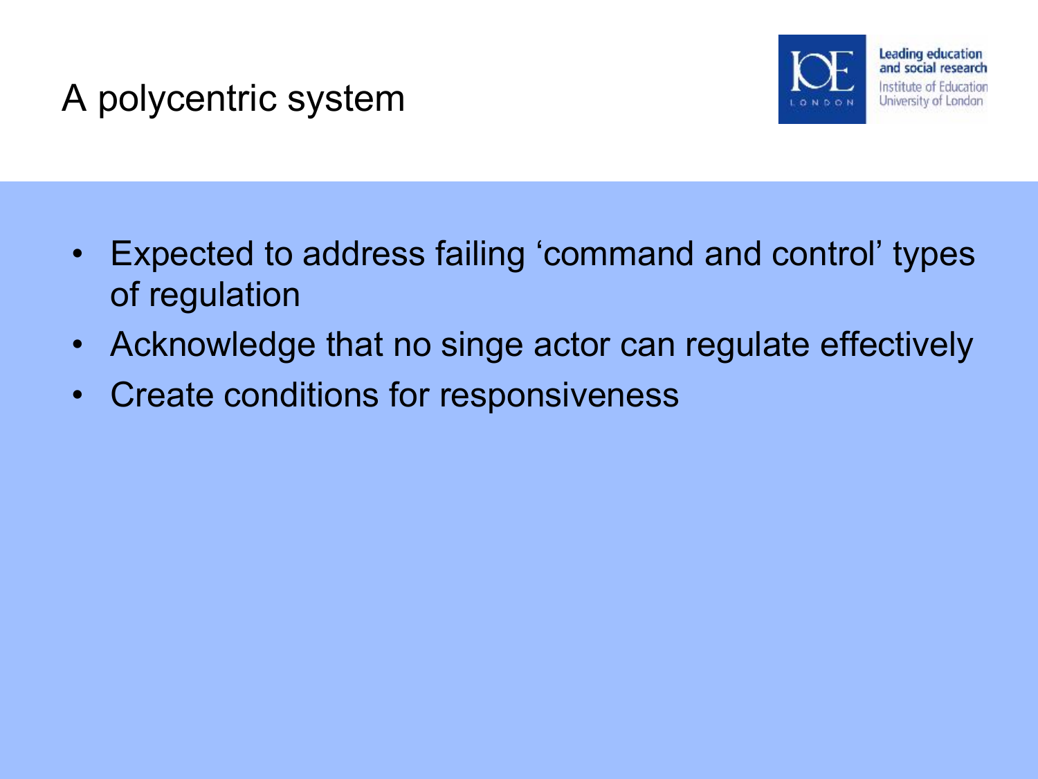# A polycentric system

- Expected to address failing 'command and control' types of regulation
- Acknowledge that no singe actor can regulate effectively
- Create conditions for responsiveness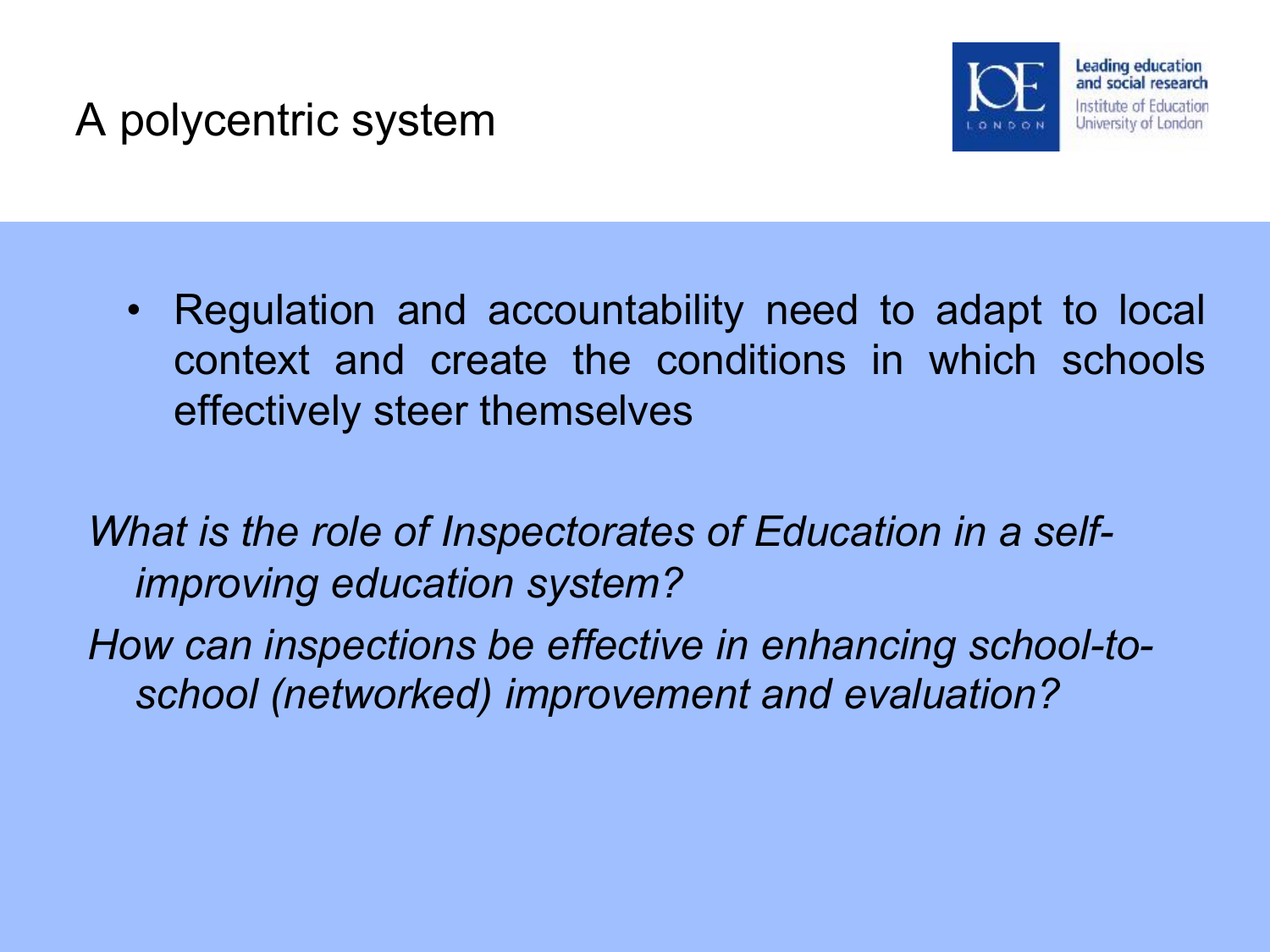# A polycentric system

- Regulation and accountability need to adapt to local context and create the conditions in which schools effectively steer themselves

*What is the role of Inspectorates of Education in a self-improving education system?*

*How can inspections be effective in enhancing school-to-school (networked) improvement and evaluation?*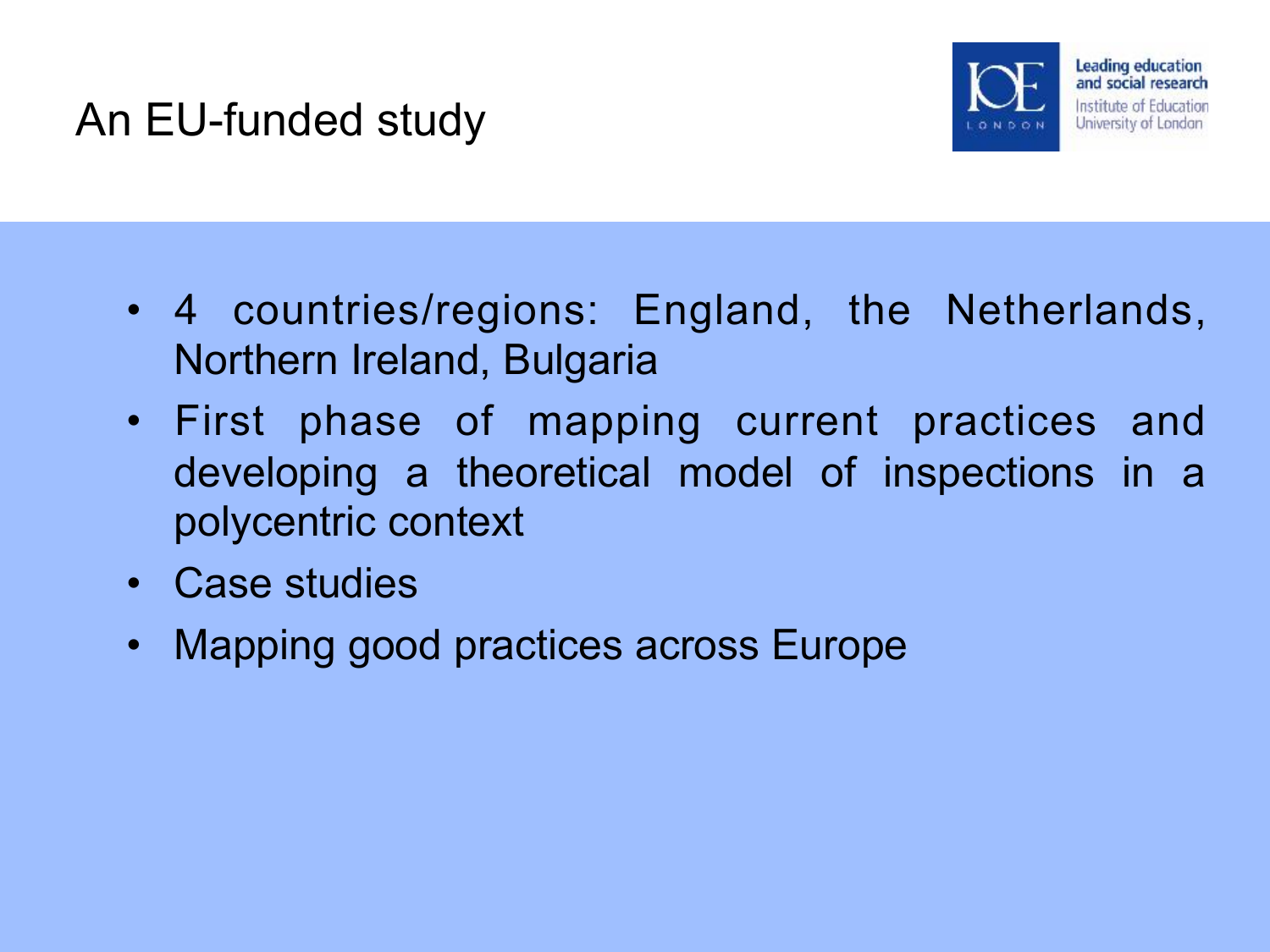# An EU-funded study

- 4 countries/regions: England, the Netherlands, Northern Ireland, Bulgaria
- First phase of mapping current practices and developing a theoretical model of inspections in a polycentric context
- Case studies
- Mapping good practices across Europe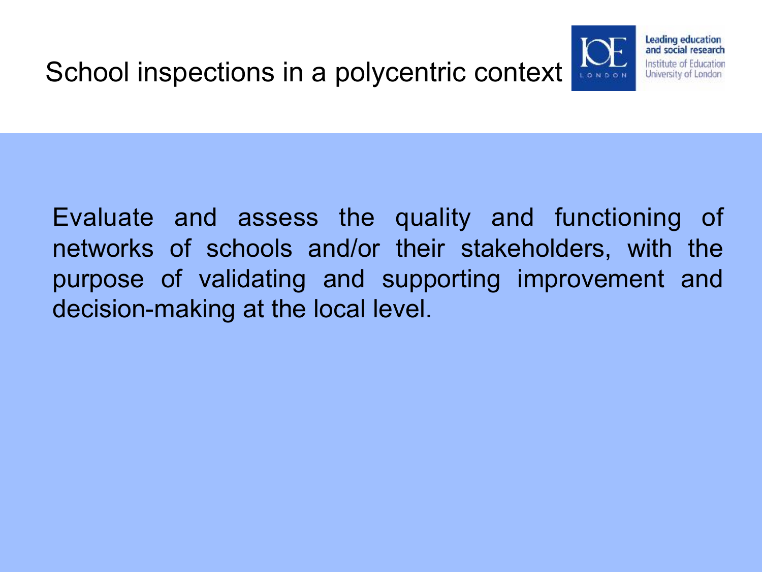# School inspections in a polycentric context

Evaluate and assess the quality and functioning of networks of schools and/or their stakeholders, with the purpose of validating and supporting improvement and decision-making at the local level.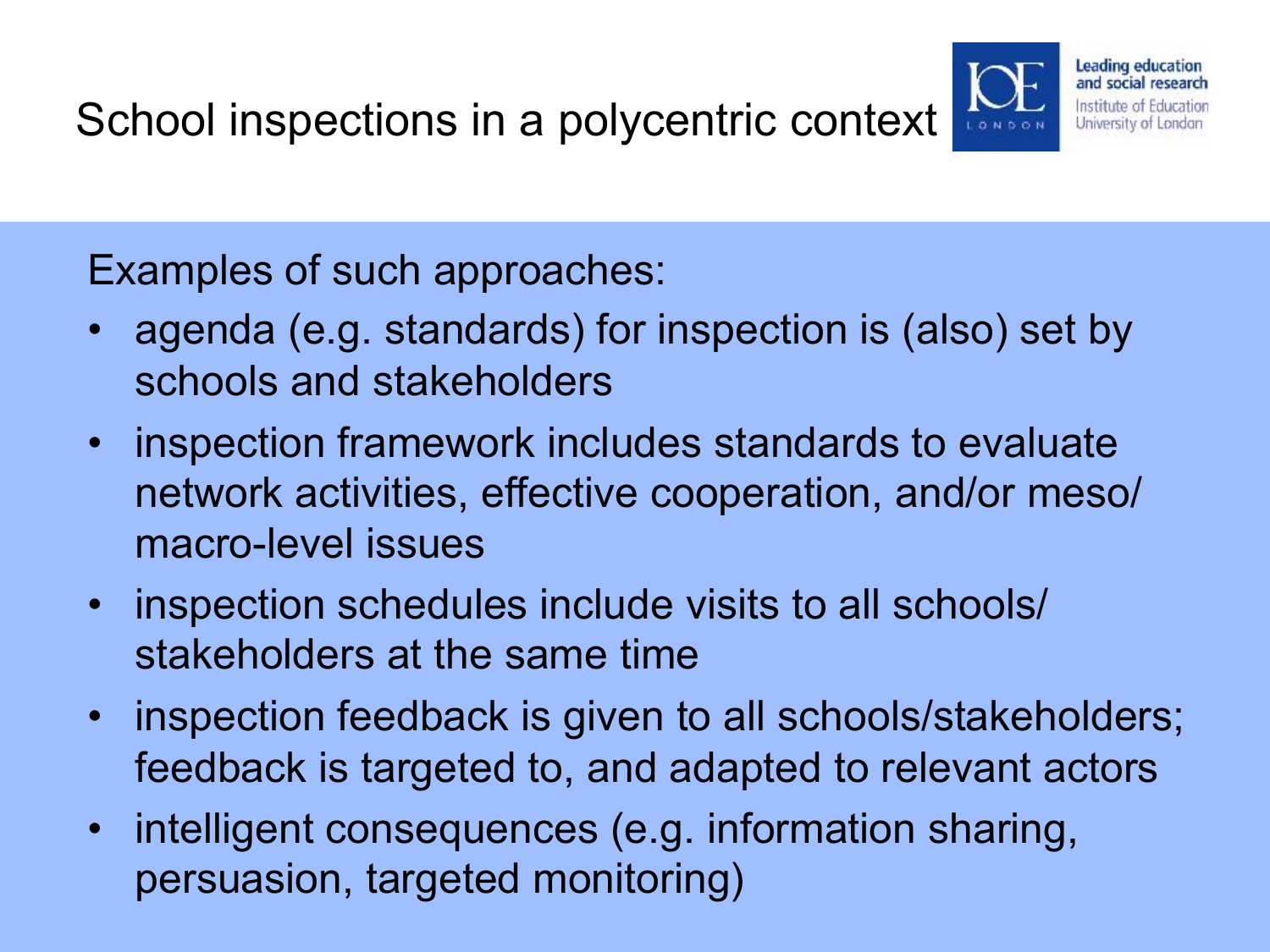# School inspections in a polycentric context

Examples of such approaches:

- agenda (e.g. standards) for inspection is (also) set by schools and stakeholders
- inspection framework includes standards to evaluate network activities, effective cooperation, and/or meso/ macro-level issues
- inspection schedules include visits to all schools/ stakeholders at the same time
- inspection feedback is given to all schools/stakeholders; feedback is targeted to, and adapted to relevant actors
- intelligent consequences (e.g. information sharing, persuasion, targeted monitoring)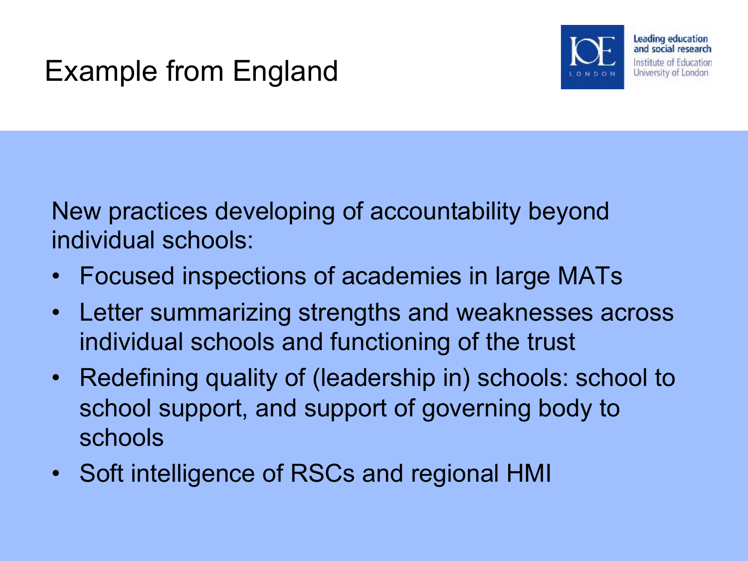# Example from England

New practices developing of accountability beyond individual schools:

- Focused inspections of academies in large MATs
- Letter summarizing strengths and weaknesses across individual schools and functioning of the trust
- Redefining quality of (leadership in) schools: school to school support, and support of governing body to schools
- Soft intelligence of RSCs and regional HMI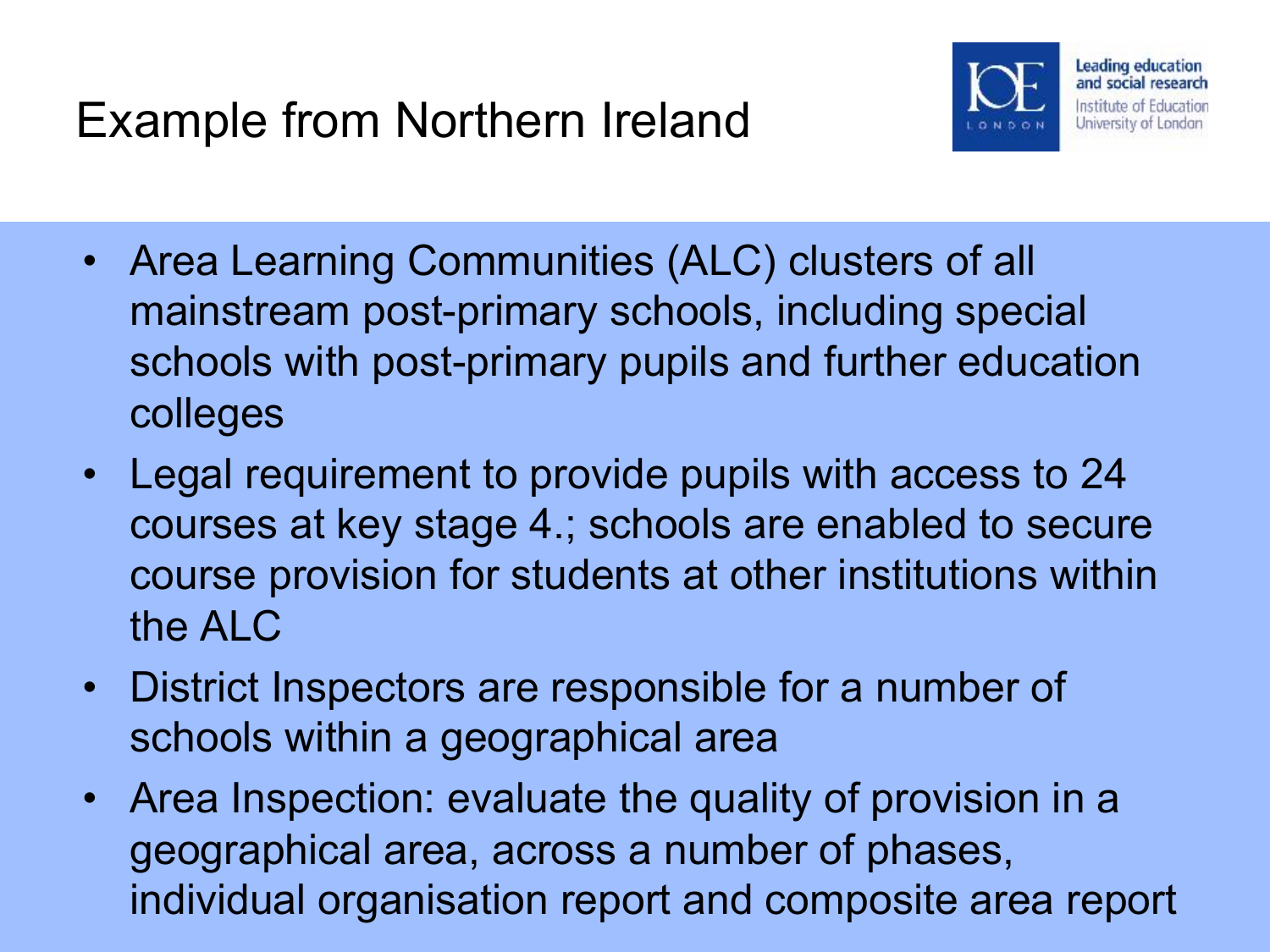# Example from Northern Ireland

- Area Learning Communities (ALC) clusters of all mainstream post-primary schools, including special schools with post-primary pupils and further education colleges
- Legal requirement to provide pupils with access to 24 courses at key stage 4.; schools are enabled to secure course provision for students at other institutions within the ALC
- District Inspectors are responsible for a number of schools within a geographical area
- Area Inspection: evaluate the quality of provision in a geographical area, across a number of phases, individual organisation report and composite area report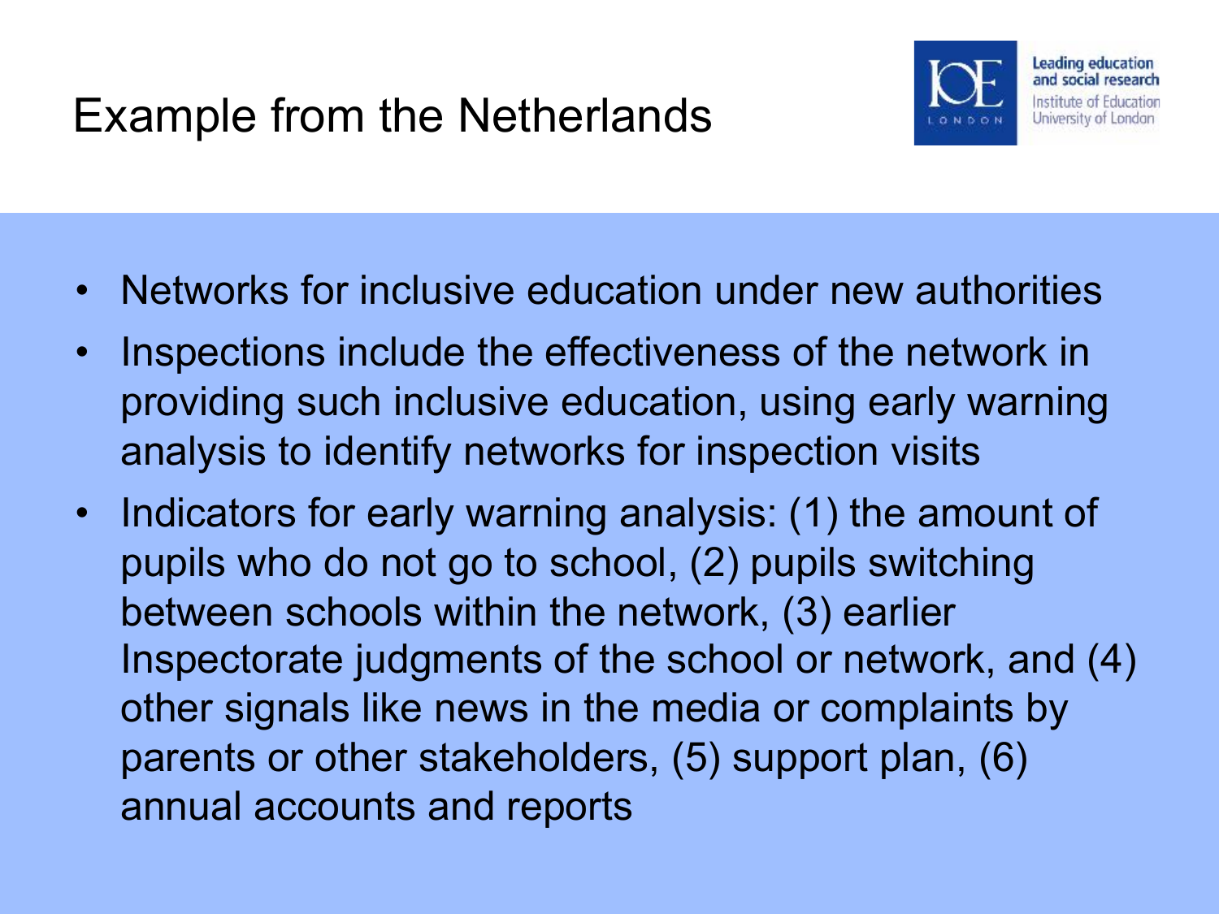# Example from the Netherlands

- Networks for inclusive education under new authorities
- Inspections include the effectiveness of the network in providing such inclusive education, using early warning analysis to identify networks for inspection visits
- Indicators for early warning analysis: (1) the amount of pupils who do not go to school, (2) pupils switching between schools within the network, (3) earlier Inspectorate judgments of the school or network, and (4) other signals like news in the media or complaints by parents or other stakeholders, (5) support plan, (6) annual accounts and reports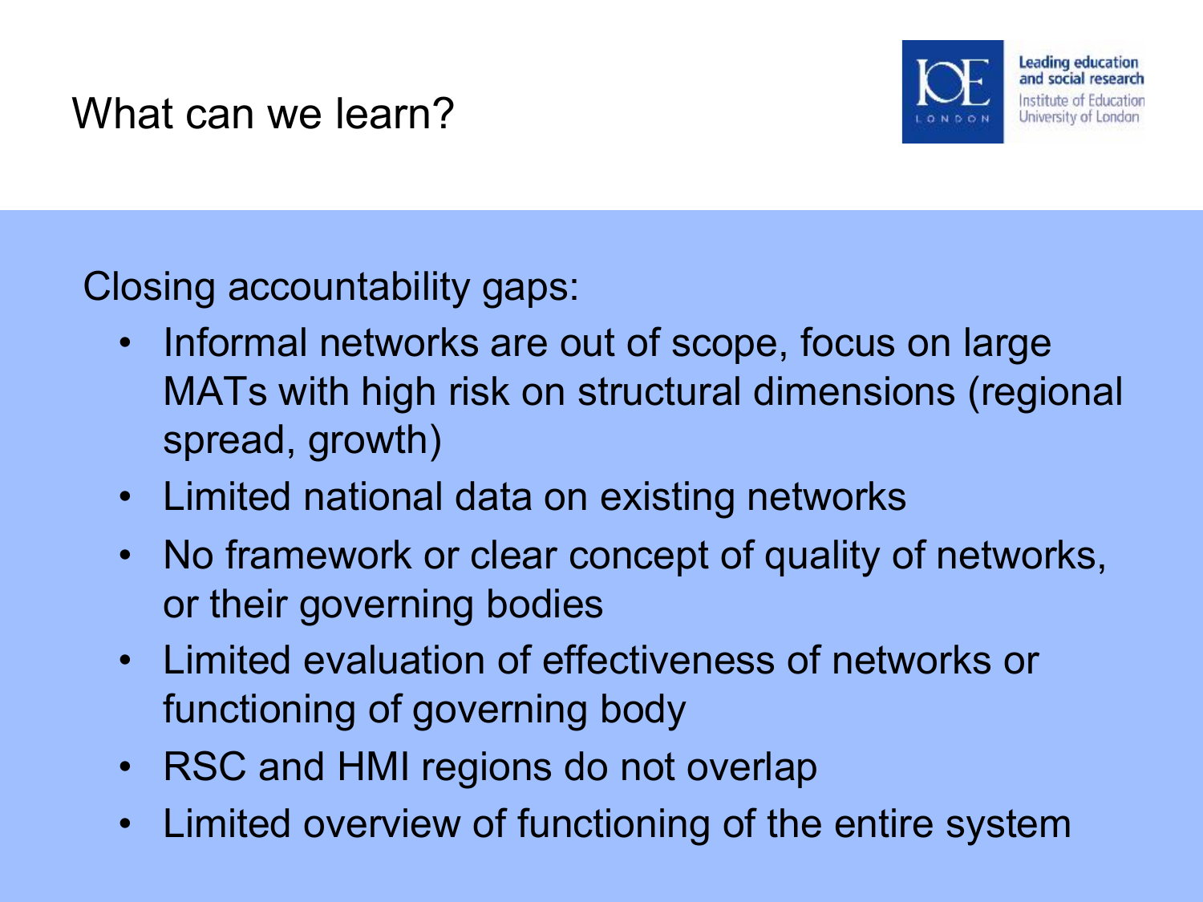# What can we learn?

Closing accountability gaps:

- Informal networks are out of scope, focus on large MATs with high risk on structural dimensions (regional spread, growth)
- Limited national data on existing networks
- No framework or clear concept of quality of networks, or their governing bodies
- Limited evaluation of effectiveness of networks or functioning of governing body
- RSC and HMI regions do not overlap
- Limited overview of functioning of the entire system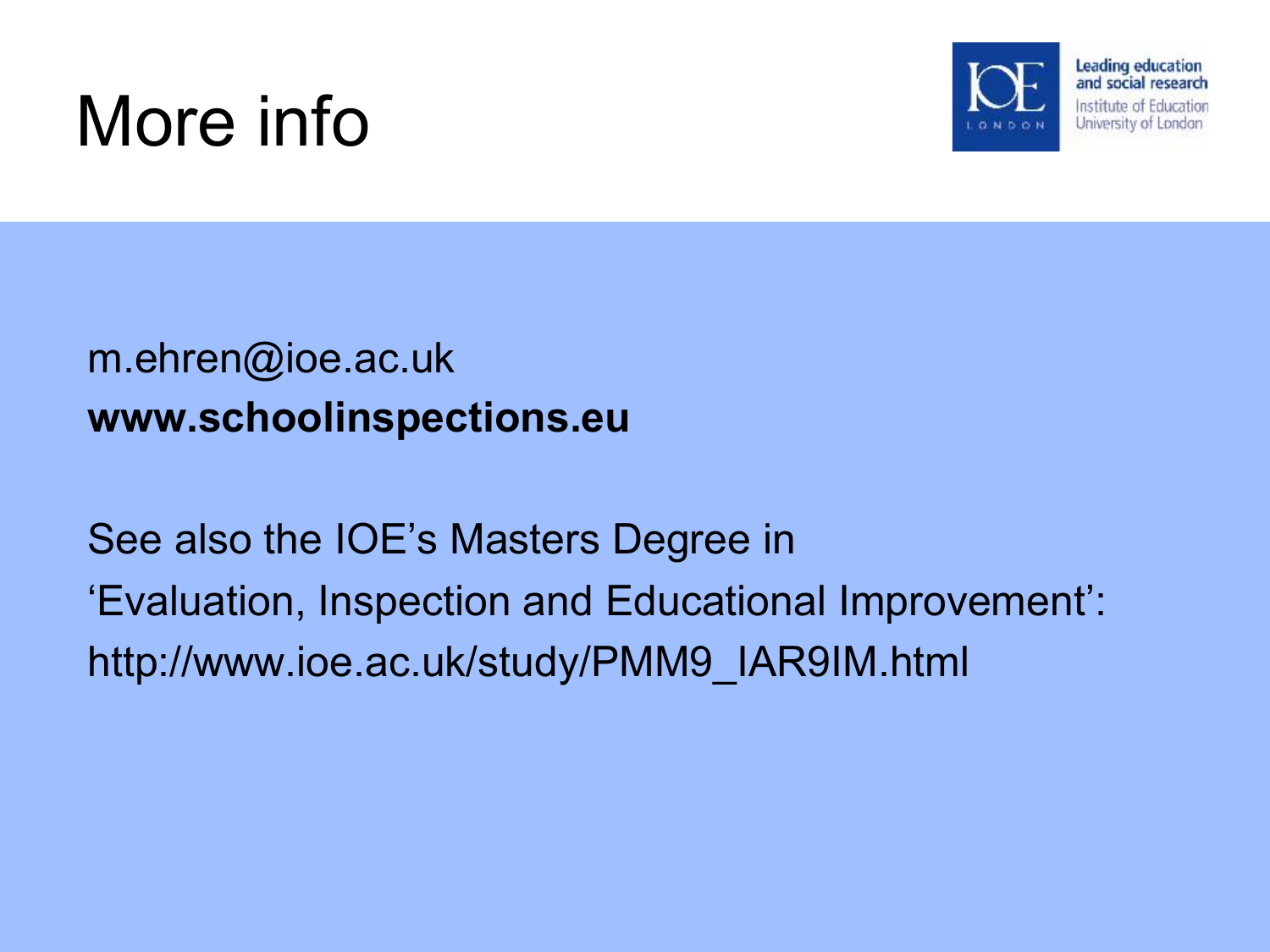# More info

Leading education and social research
Institute of Education
University of London

m.ehren@ioe.ac.uk
**www.schoolinspections.eu**

See also the IOE's Masters Degree in 'Evaluation, Inspection and Educational Improvement': http://www.ioe.ac.uk/study/PMM9_IAR9IM.html